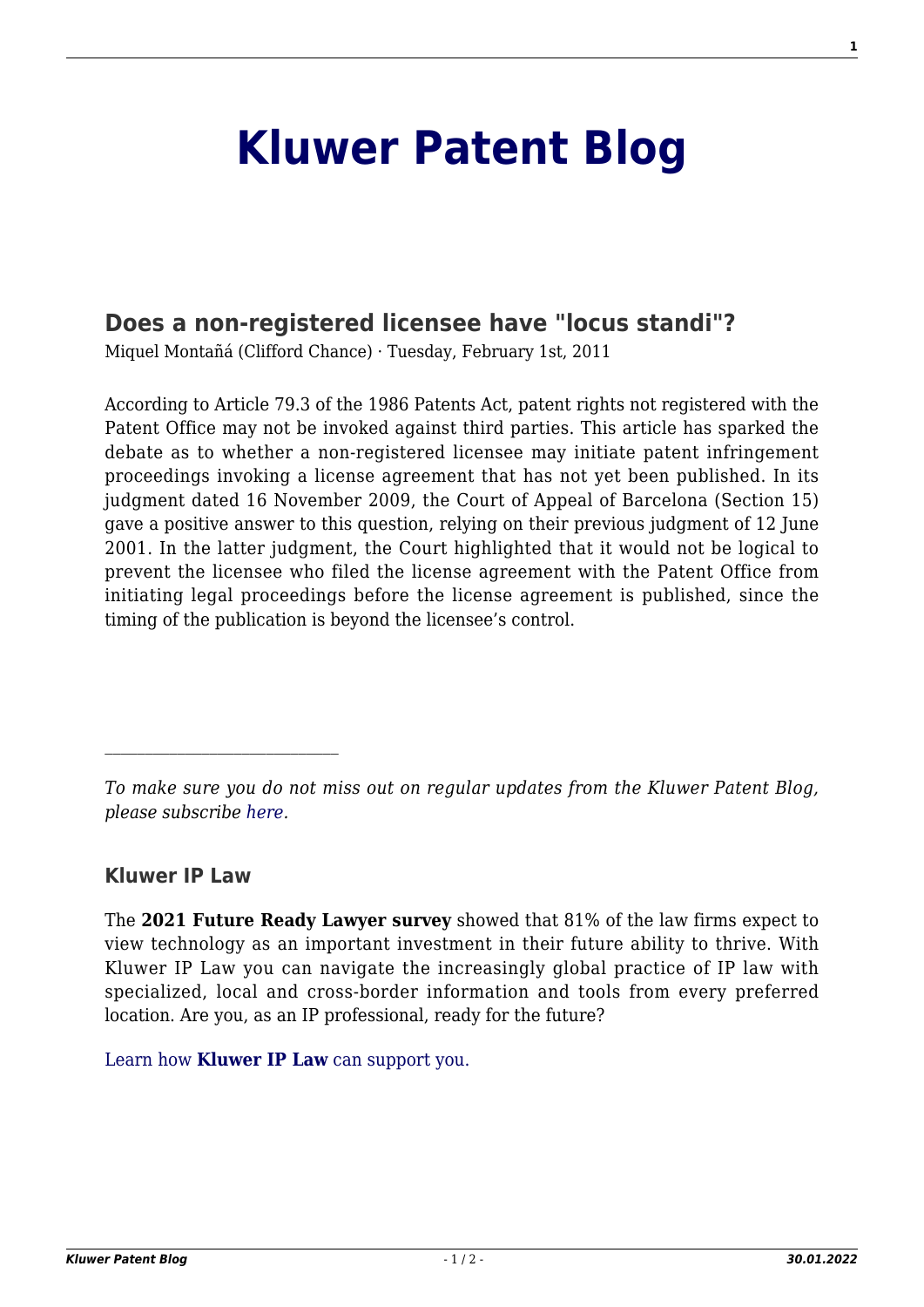# Kluwer Patent Blog

## Does a non-registered licensee have "locus standi"?

Miquel Montañá (Clifford Chance) · Tuesday, February 1st, 2011

According to Article 79.3 of the 1986 Patents Act, patent rights not registered with the Patent Office may not be invoked against third parties. This article has sparked the debate as to whether a non-registered licensee may initiate patent infringement proceedings invoking a license agreement that has not yet been published. In its judgment dated 16 November 2009, the Court of Appeal of Barcelona (Section 15) gave a positive answer to this question, relying on their previous judgment of 12 June 2001. In the latter judgment, the Court highlighted that it would not be logical to prevent the licensee who filed the license agreement with the Patent Office from initiating legal proceedings before the license agreement is published, since the timing of the publication is beyond the licensee's control.

---

*To make sure you do not miss out on regular updates from the Kluwer Patent Blog, please subscribe here.*

### Kluwer IP Law

The **2021 Future Ready Lawyer survey** showed that 81% of the law firms expect to view technology as an important investment in their future ability to thrive. With Kluwer IP Law you can navigate the increasingly global practice of IP law with specialized, local and cross-border information and tools from every preferred location. Are you, as an IP professional, ready for the future?

Learn how **Kluwer IP Law** can support you.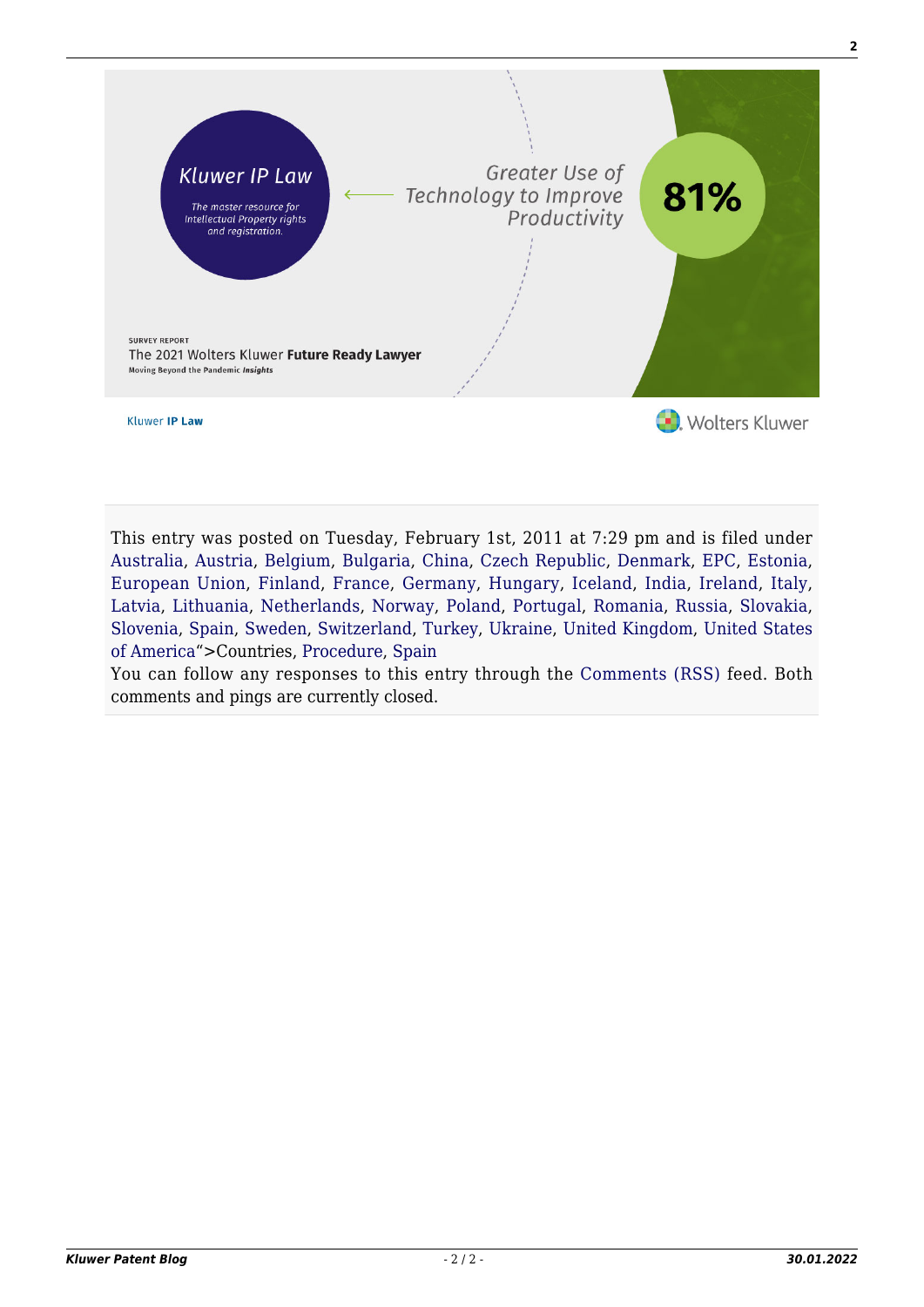Kluwer IP Law

The master resource for Intellectual Property rights and registration.

Greater Use of Technology to Improve Productivity

81%

SURVEY REPORT

The 2021 Wolters Kluwer **Future Ready Lawyer**

Moving Beyond the Pandemic *Insights*

Kluwer **IP Law**

Wolters Kluwer

This entry was posted on Tuesday, February 1st, 2011 at 7:29 pm and is filed under Australia, Austria, Belgium, Bulgaria, China, Czech Republic, Denmark, EPC, Estonia, European Union, Finland, France, Germany, Hungary, Iceland, India, Ireland, Italy, Latvia, Lithuania, Netherlands, Norway, Poland, Portugal, Romania, Russia, Slovakia, Slovenia, Spain, Sweden, Switzerland, Turkey, Ukraine, United Kingdom, United States of America">Countries, Procedure, Spain

You can follow any responses to this entry through the Comments (RSS) feed. Both comments and pings are currently closed.